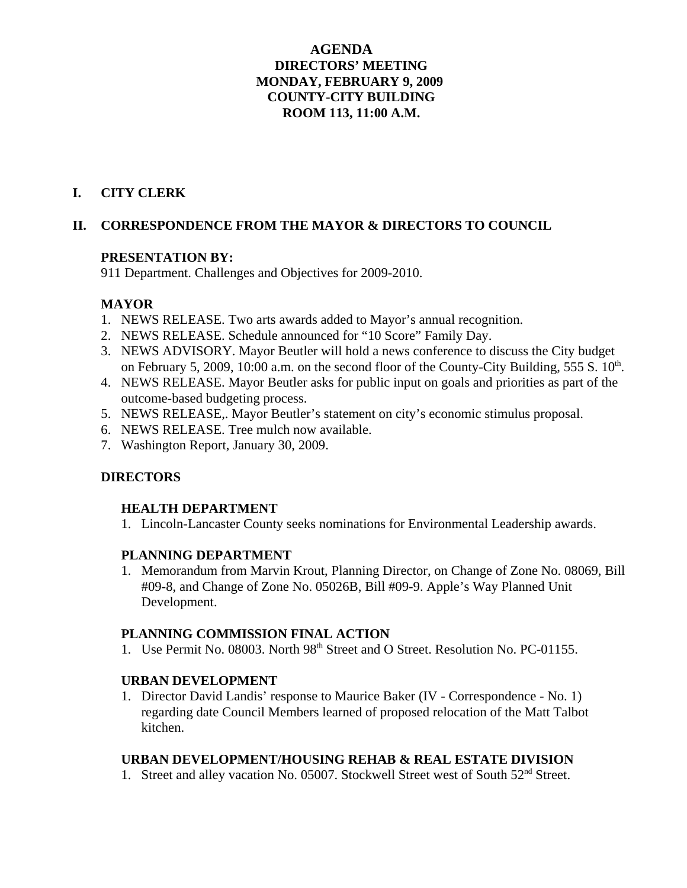# AGENDA
## DIRECTORS' MEETING
## MONDAY, FEBRUARY 9, 2009
## COUNTY-CITY BUILDING
## ROOM 113, 11:00 A.M.

## I. CITY CLERK

## II. CORRESPONDENCE FROM THE MAYOR & DIRECTORS TO COUNCIL

**PRESENTATION BY:**
911 Department. Challenges and Objectives for 2009-2010.

**MAYOR**

1. NEWS RELEASE. Two arts awards added to Mayor's annual recognition.
2. NEWS RELEASE. Schedule announced for "10 Score" Family Day.
3. NEWS ADVISORY. Mayor Beutler will hold a news conference to discuss the City budget on February 5, 2009, 10:00 a.m. on the second floor of the County-City Building, 555 S. 10th.
4. NEWS RELEASE. Mayor Beutler asks for public input on goals and priorities as part of the outcome-based budgeting process.
5. NEWS RELEASE,. Mayor Beutler's statement on city's economic stimulus proposal.
6. NEWS RELEASE. Tree mulch now available.
7. Washington Report, January 30, 2009.

**DIRECTORS**

**HEALTH DEPARTMENT**

1. Lincoln-Lancaster County seeks nominations for Environmental Leadership awards.

**PLANNING DEPARTMENT**

1. Memorandum from Marvin Krout, Planning Director, on Change of Zone No. 08069, Bill #09-8, and Change of Zone No. 05026B, Bill #09-9. Apple's Way Planned Unit Development.

**PLANNING COMMISSION FINAL ACTION**

1. Use Permit No. 08003. North 98th Street and O Street. Resolution No. PC-01155.

**URBAN DEVELOPMENT**

1. Director David Landis' response to Maurice Baker (IV - Correspondence - No. 1) regarding date Council Members learned of proposed relocation of the Matt Talbot kitchen.

**URBAN DEVELOPMENT/HOUSING REHAB & REAL ESTATE DIVISION**

1. Street and alley vacation No. 05007. Stockwell Street west of South 52nd Street.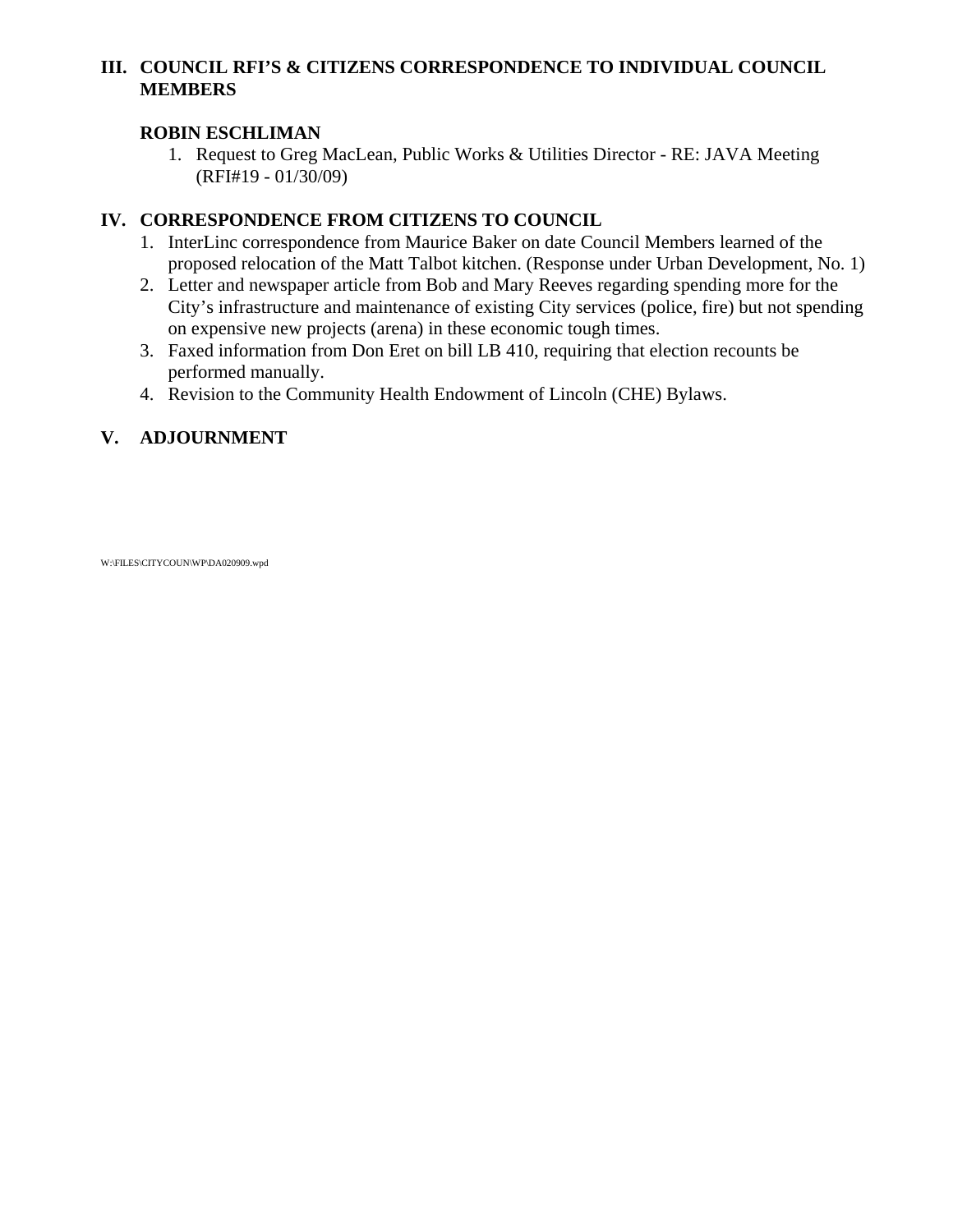## III. COUNCIL RFI'S & CITIZENS CORRESPONDENCE TO INDIVIDUAL COUNCIL MEMBERS

### ROBIN ESCHLIMAN

1. Request to Greg MacLean, Public Works & Utilities Director - RE: JAVA Meeting (RFI#19 - 01/30/09)

## IV. CORRESPONDENCE FROM CITIZENS TO COUNCIL

1. InterLinc correspondence from Maurice Baker on date Council Members learned of the proposed relocation of the Matt Talbot kitchen. (Response under Urban Development, No. 1)
2. Letter and newspaper article from Bob and Mary Reeves regarding spending more for the City's infrastructure and maintenance of existing City services (police, fire) but not spending on expensive new projects (arena) in these economic tough times.
3. Faxed information from Don Eret on bill LB 410, requiring that election recounts be performed manually.
4. Revision to the Community Health Endowment of Lincoln (CHE) Bylaws.

## V. ADJOURNMENT

W:\FILES\CITYCOUN\WP\DA020909.wpd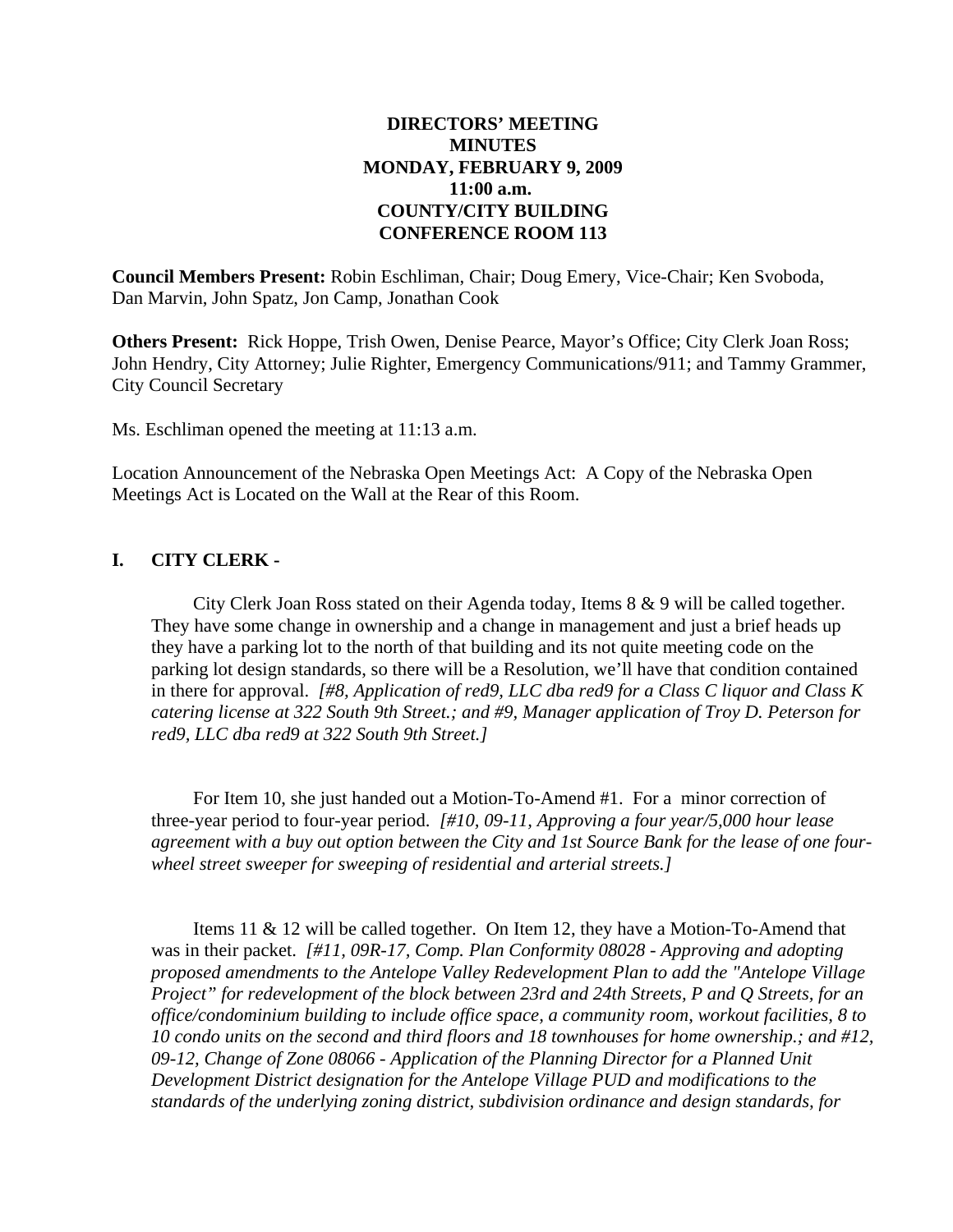**DIRECTORS' MEETING**
**MINUTES**
**MONDAY, FEBRUARY 9, 2009**
**11:00 a.m.**
**COUNTY/CITY BUILDING**
**CONFERENCE ROOM 113**

**Council Members Present:** Robin Eschliman, Chair; Doug Emery, Vice-Chair; Ken Svoboda, Dan Marvin, John Spatz, Jon Camp, Jonathan Cook

**Others Present:** Rick Hoppe, Trish Owen, Denise Pearce, Mayor's Office; City Clerk Joan Ross; John Hendry, City Attorney; Julie Righter, Emergency Communications/911; and Tammy Grammer, City Council Secretary

Ms. Eschliman opened the meeting at 11:13 a.m.

Location Announcement of the Nebraska Open Meetings Act: A Copy of the Nebraska Open Meetings Act is Located on the Wall at the Rear of this Room.

## I. CITY CLERK -

City Clerk Joan Ross stated on their Agenda today, Items 8 & 9 will be called together. They have some change in ownership and a change in management and just a brief heads up they have a parking lot to the north of that building and its not quite meeting code on the parking lot design standards, so there will be a Resolution, we'll have that condition contained in there for approval. *[#8, Application of red9, LLC dba red9 for a Class C liquor and Class K catering license at 322 South 9th Street.; and #9, Manager application of Troy D. Peterson for red9, LLC dba red9 at 322 South 9th Street.]*

For Item 10, she just handed out a Motion-To-Amend #1. For a minor correction of three-year period to four-year period. *[#10, 09-11, Approving a four year/5,000 hour lease agreement with a buy out option between the City and 1st Source Bank for the lease of one four-wheel street sweeper for sweeping of residential and arterial streets.]*

Items 11 & 12 will be called together. On Item 12, they have a Motion-To-Amend that was in their packet. *[#11, 09R-17, Comp. Plan Conformity 08028 - Approving and adopting proposed amendments to the Antelope Valley Redevelopment Plan to add the "Antelope Village Project" for redevelopment of the block between 23rd and 24th Streets, P and Q Streets, for an office/condominium building to include office space, a community room, workout facilities, 8 to 10 condo units on the second and third floors and 18 townhouses for home ownership.; and #12, 09-12, Change of Zone 08066 - Application of the Planning Director for a Planned Unit Development District designation for the Antelope Village PUD and modifications to the standards of the underlying zoning district, subdivision ordinance and design standards, for*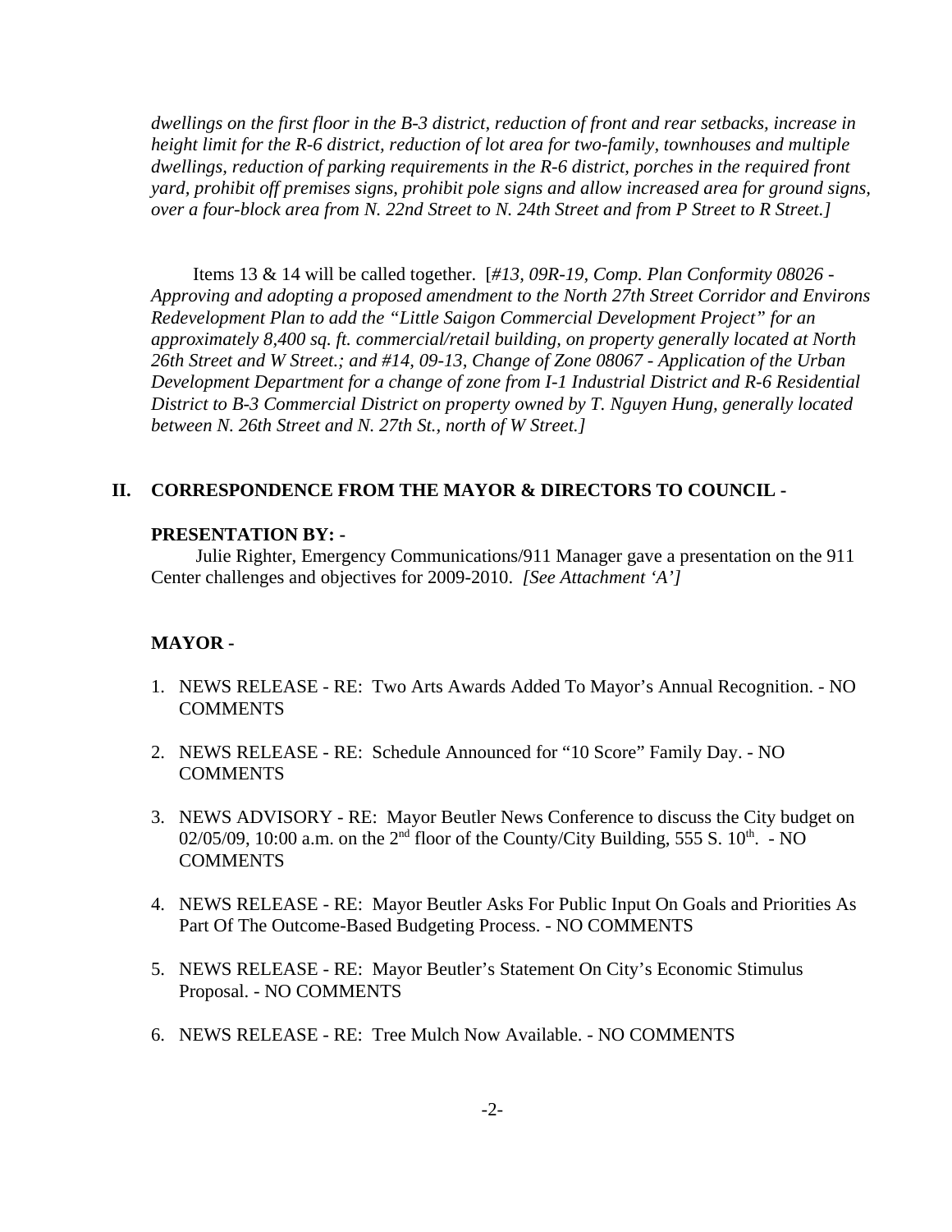*dwellings on the first floor in the B-3 district, reduction of front and rear setbacks, increase in height limit for the R-6 district, reduction of lot area for two-family, townhouses and multiple dwellings, reduction of parking requirements in the R-6 district, porches in the required front yard, prohibit off premises signs, prohibit pole signs and allow increased area for ground signs, over a four-block area from N. 22nd Street to N. 24th Street and from P Street to R Street.]*

Items 13 & 14 will be called together. [*#13, 09R-19, Comp. Plan Conformity 08026 - Approving and adopting a proposed amendment to the North 27th Street Corridor and Environs Redevelopment Plan to add the "Little Saigon Commercial Development Project" for an approximately 8,400 sq. ft. commercial/retail building, on property generally located at North 26th Street and W Street.; and #14, 09-13, Change of Zone 08067 - Application of the Urban Development Department for a change of zone from I-1 Industrial District and R-6 Residential District to B-3 Commercial District on property owned by T. Nguyen Hung, generally located between N. 26th Street and N. 27th St., north of W Street.]*

## II. CORRESPONDENCE FROM THE MAYOR & DIRECTORS TO COUNCIL -

**PRESENTATION BY: -**

Julie Righter, Emergency Communications/911 Manager gave a presentation on the 911 Center challenges and objectives for 2009-2010. *[See Attachment 'A']*

**MAYOR -**

1. NEWS RELEASE - RE: Two Arts Awards Added To Mayor's Annual Recognition. - NO COMMENTS

2. NEWS RELEASE - RE: Schedule Announced for "10 Score" Family Day. - NO COMMENTS

3. NEWS ADVISORY - RE: Mayor Beutler News Conference to discuss the City budget on 02/05/09, 10:00 a.m. on the 2nd floor of the County/City Building, 555 S. 10th. - NO COMMENTS

4. NEWS RELEASE - RE: Mayor Beutler Asks For Public Input On Goals and Priorities As Part Of The Outcome-Based Budgeting Process. - NO COMMENTS

5. NEWS RELEASE - RE: Mayor Beutler's Statement On City's Economic Stimulus Proposal. - NO COMMENTS

6. NEWS RELEASE - RE: Tree Mulch Now Available. - NO COMMENTS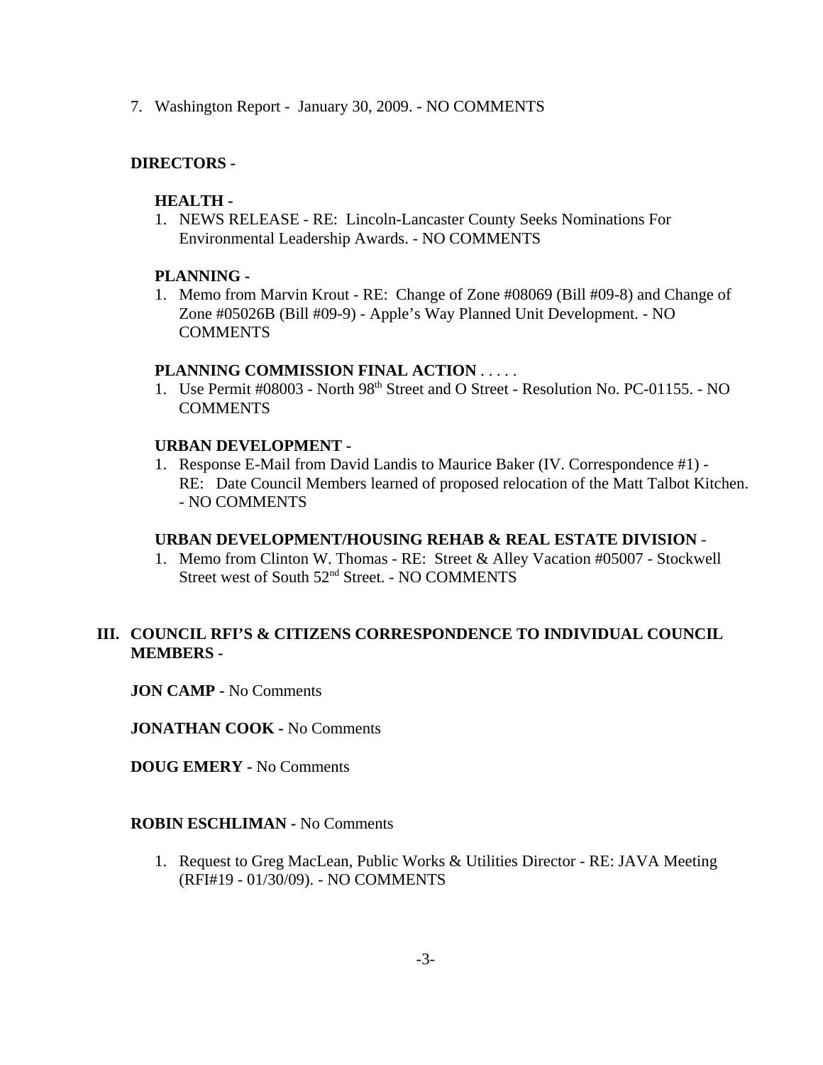7. Washington Report - January 30, 2009. - NO COMMENTS

**DIRECTORS -**

**HEALTH -**

1. NEWS RELEASE - RE: Lincoln-Lancaster County Seeks Nominations For Environmental Leadership Awards. - NO COMMENTS

**PLANNING -**

1. Memo from Marvin Krout - RE: Change of Zone #08069 (Bill #09-8) and Change of Zone #05026B (Bill #09-9) - Apple's Way Planned Unit Development. - NO COMMENTS

**PLANNING COMMISSION FINAL ACTION** . . . . .

1. Use Permit #08003 - North 98th Street and O Street - Resolution No. PC-01155. - NO COMMENTS

**URBAN DEVELOPMENT -**

1. Response E-Mail from David Landis to Maurice Baker (IV. Correspondence #1) - RE: Date Council Members learned of proposed relocation of the Matt Talbot Kitchen. - NO COMMENTS

**URBAN DEVELOPMENT/HOUSING REHAB & REAL ESTATE DIVISION** -

1. Memo from Clinton W. Thomas - RE: Street & Alley Vacation #05007 - Stockwell Street west of South 52nd Street. - NO COMMENTS

## III. COUNCIL RFI'S & CITIZENS CORRESPONDENCE TO INDIVIDUAL COUNCIL MEMBERS -

**JON CAMP -** No Comments

**JONATHAN COOK -** No Comments

**DOUG EMERY -** No Comments

**ROBIN ESCHLIMAN -** No Comments

1. Request to Greg MacLean, Public Works & Utilities Director - RE: JAVA Meeting (RFI#19 - 01/30/09). - NO COMMENTS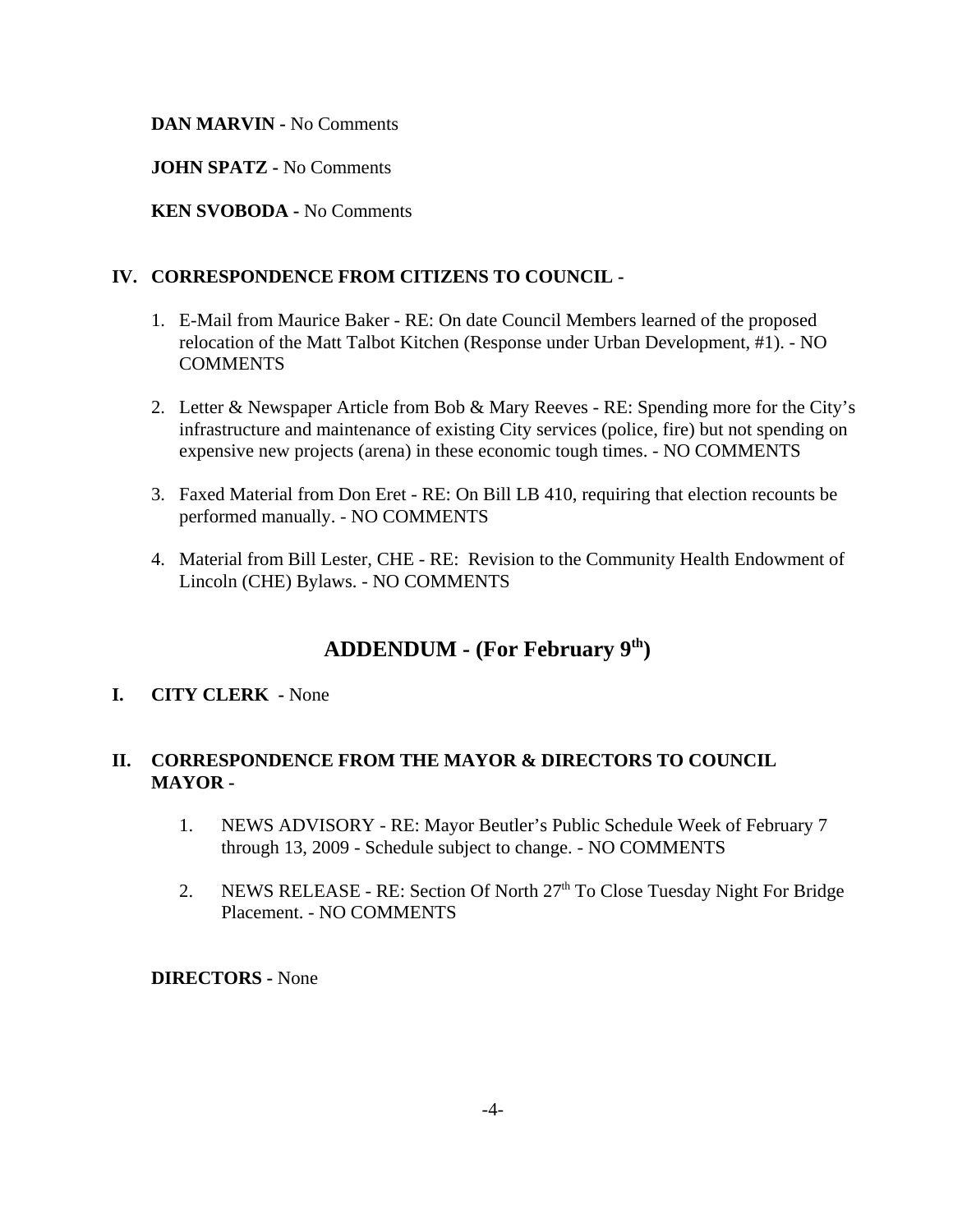**DAN MARVIN -** No Comments

**JOHN SPATZ -** No Comments

**KEN SVOBODA -** No Comments

## IV. CORRESPONDENCE FROM CITIZENS TO COUNCIL -

1. E-Mail from Maurice Baker - RE: On date Council Members learned of the proposed relocation of the Matt Talbot Kitchen (Response under Urban Development, #1). - NO COMMENTS

2. Letter & Newspaper Article from Bob & Mary Reeves - RE: Spending more for the City's infrastructure and maintenance of existing City services (police, fire) but not spending on expensive new projects (arena) in these economic tough times. - NO COMMENTS

3. Faxed Material from Don Eret - RE: On Bill LB 410, requiring that election recounts be performed manually. - NO COMMENTS

4. Material from Bill Lester, CHE - RE: Revision to the Community Health Endowment of Lincoln (CHE) Bylaws. - NO COMMENTS

# ADDENDUM - (For February 9th)

## I. CITY CLERK - None

## II. CORRESPONDENCE FROM THE MAYOR & DIRECTORS TO COUNCIL MAYOR -

1. NEWS ADVISORY - RE: Mayor Beutler's Public Schedule Week of February 7 through 13, 2009 - Schedule subject to change. - NO COMMENTS

2. NEWS RELEASE - RE: Section Of North 27th To Close Tuesday Night For Bridge Placement. - NO COMMENTS

**DIRECTORS -** None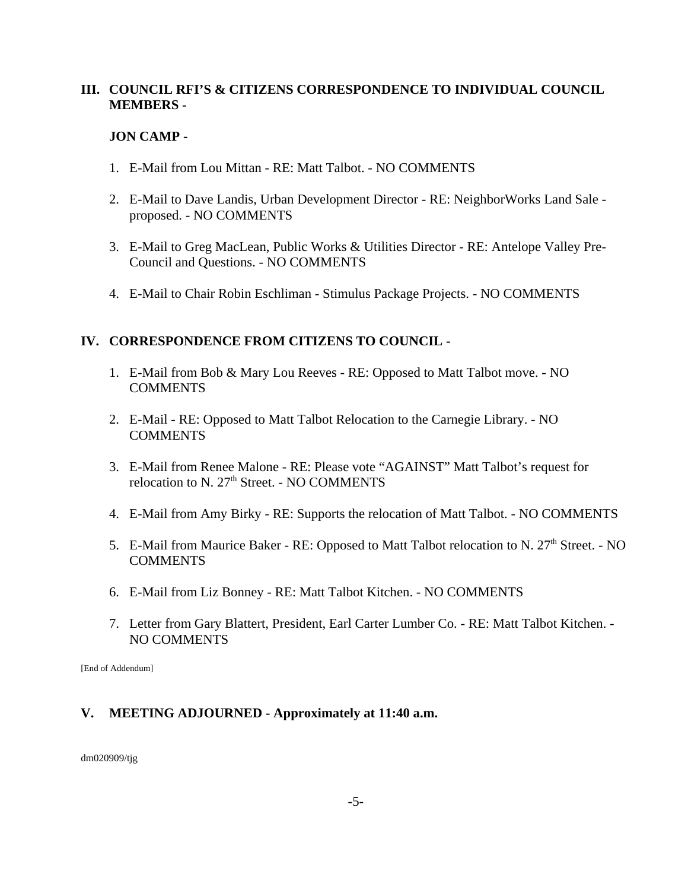## III. COUNCIL RFI'S & CITIZENS CORRESPONDENCE TO INDIVIDUAL COUNCIL MEMBERS -

### JON CAMP -

1. E-Mail from Lou Mittan - RE: Matt Talbot. - NO COMMENTS

2. E-Mail to Dave Landis, Urban Development Director - RE: NeighborWorks Land Sale - proposed. - NO COMMENTS

3. E-Mail to Greg MacLean, Public Works & Utilities Director - RE: Antelope Valley Pre-Council and Questions. - NO COMMENTS

4. E-Mail to Chair Robin Eschliman - Stimulus Package Projects. - NO COMMENTS

## IV. CORRESPONDENCE FROM CITIZENS TO COUNCIL -

1. E-Mail from Bob & Mary Lou Reeves - RE: Opposed to Matt Talbot move. - NO COMMENTS

2. E-Mail - RE: Opposed to Matt Talbot Relocation to the Carnegie Library. - NO COMMENTS

3. E-Mail from Renee Malone - RE: Please vote "AGAINST" Matt Talbot's request for relocation to N. 27th Street. - NO COMMENTS

4. E-Mail from Amy Birky - RE: Supports the relocation of Matt Talbot. - NO COMMENTS

5. E-Mail from Maurice Baker - RE: Opposed to Matt Talbot relocation to N. 27th Street. - NO COMMENTS

6. E-Mail from Liz Bonney - RE: Matt Talbot Kitchen. - NO COMMENTS

7. Letter from Gary Blattert, President, Earl Carter Lumber Co. - RE: Matt Talbot Kitchen. - NO COMMENTS

[End of Addendum]

## V. MEETING ADJOURNED - Approximately at 11:40 a.m.

dm020909/tjg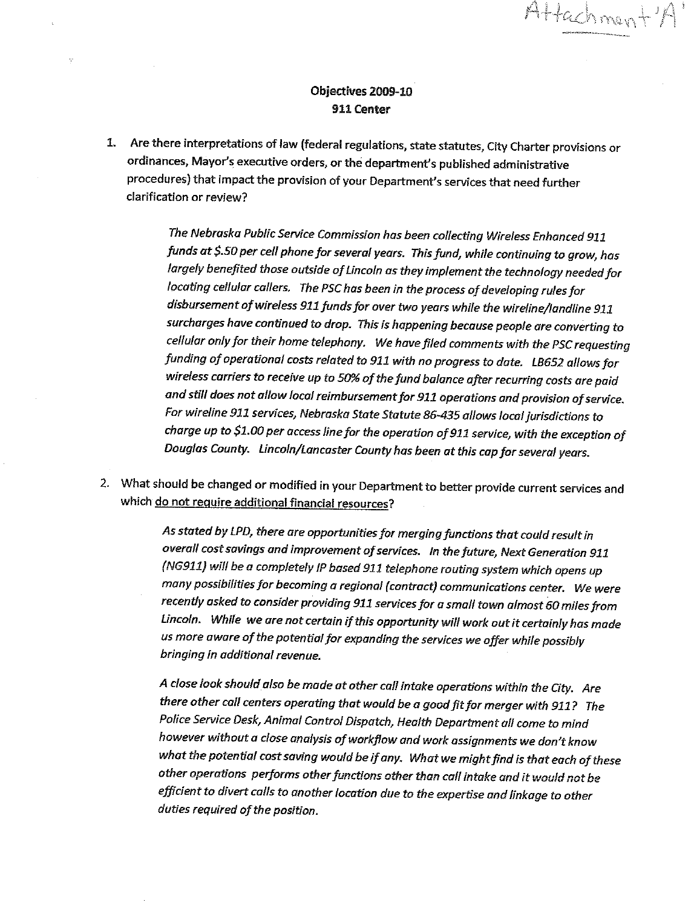Attachment 'A'

**Objectives 2009-10**
**911 Center**

1. Are there interpretations of law (federal regulations, state statutes, City Charter provisions or ordinances, Mayor's executive orders, or the department's published administrative procedures) that impact the provision of your Department's services that need further clarification or review?

   *The Nebraska Public Service Commission has been collecting Wireless Enhanced 911 funds at $.50 per cell phone for several years. This fund, while continuing to grow, has largely benefited those outside of Lincoln as they implement the technology needed for locating cellular callers. The PSC has been in the process of developing rules for disbursement of wireless 911 funds for over two years while the wireline/landline 911 surcharges have continued to drop. This is happening because people are converting to cellular only for their home telephony. We have filed comments with the PSC requesting funding of operational costs related to 911 with no progress to date. LB652 allows for wireless carriers to receive up to 50% of the fund balance after recurring costs are paid and still does not allow local reimbursement for 911 operations and provision of service. For wireline 911 services, Nebraska State Statute 86-435 allows local jurisdictions to charge up to $1.00 per access line for the operation of 911 service, with the exception of Douglas County. Lincoln/Lancaster County has been at this cap for several years.*

2. What should be changed or modified in your Department to better provide current services and which do not require additional financial resources?

   *As stated by LPD, there are opportunities for merging functions that could result in overall cost savings and improvement of services. In the future, Next Generation 911 (NG911) will be a completely IP based 911 telephone routing system which opens up many possibilities for becoming a regional (contract) communications center. We were recently asked to consider providing 911 services for a small town almost 60 miles from Lincoln. While we are not certain if this opportunity will work out it certainly has made us more aware of the potential for expanding the services we offer while possibly bringing in additional revenue.*

   *A close look should also be made at other call intake operations within the City. Are there other call centers operating that would be a good fit for merger with 911? The Police Service Desk, Animal Control Dispatch, Health Department all come to mind however without a close analysis of workflow and work assignments we don't know what the potential cost saving would be if any. What we might find is that each of these other operations performs other functions other than call intake and it would not be efficient to divert calls to another location due to the expertise and linkage to other duties required of the position.*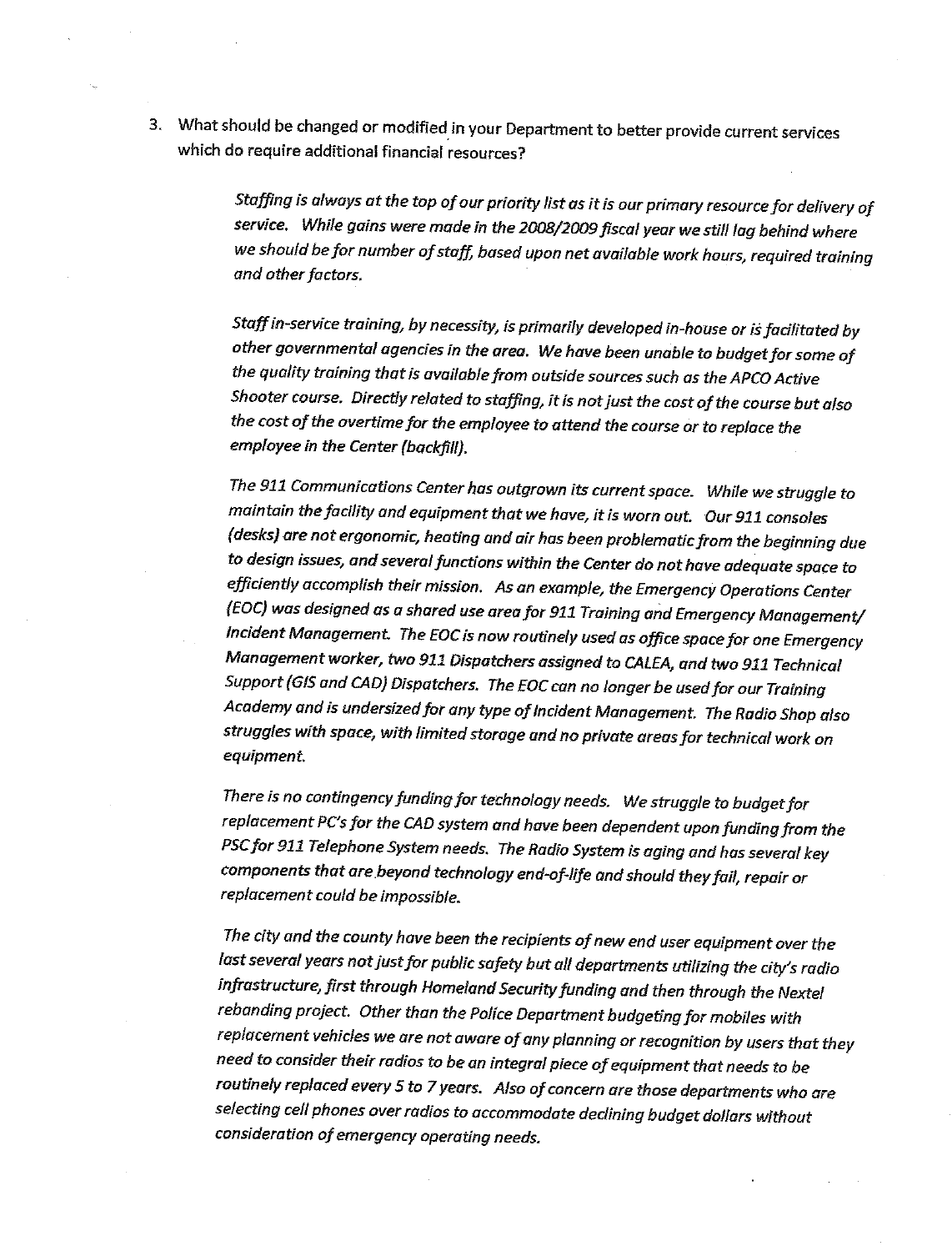3. What should be changed or modified in your Department to better provide current services which do require additional financial resources?

*Staffing is always at the top of our priority list as it is our primary resource for delivery of service. While gains were made in the 2008/2009 fiscal year we still lag behind where we should be for number of staff, based upon net available work hours, required training and other factors.*

*Staff in-service training, by necessity, is primarily developed in-house or is facilitated by other governmental agencies in the area. We have been unable to budget for some of the quality training that is available from outside sources such as the APCO Active Shooter course. Directly related to staffing, it is not just the cost of the course but also the cost of the overtime for the employee to attend the course or to replace the employee in the Center (backfill).*

*The 911 Communications Center has outgrown its current space. While we struggle to maintain the facility and equipment that we have, it is worn out. Our 911 consoles (desks) are not ergonomic, heating and air has been problematic from the beginning due to design issues, and several functions within the Center do not have adequate space to efficiently accomplish their mission. As an example, the Emergency Operations Center (EOC) was designed as a shared use area for 911 Training and Emergency Management/ Incident Management. The EOC is now routinely used as office space for one Emergency Management worker, two 911 Dispatchers assigned to CALEA, and two 911 Technical Support (GIS and CAD) Dispatchers. The EOC can no longer be used for our Training Academy and is undersized for any type of Incident Management. The Radio Shop also struggles with space, with limited storage and no private areas for technical work on equipment.*

*There is no contingency funding for technology needs. We struggle to budget for replacement PC's for the CAD system and have been dependent upon funding from the PSC for 911 Telephone System needs. The Radio System is aging and has several key components that are beyond technology end-of-life and should they fail, repair or replacement could be impossible.*

*The city and the county have been the recipients of new end user equipment over the last several years not just for public safety but all departments utilizing the city's radio infrastructure, first through Homeland Security funding and then through the Nextel rebanding project. Other than the Police Department budgeting for mobiles with replacement vehicles we are not aware of any planning or recognition by users that they need to consider their radios to be an integral piece of equipment that needs to be routinely replaced every 5 to 7 years. Also of concern are those departments who are selecting cell phones over radios to accommodate declining budget dollars without consideration of emergency operating needs.*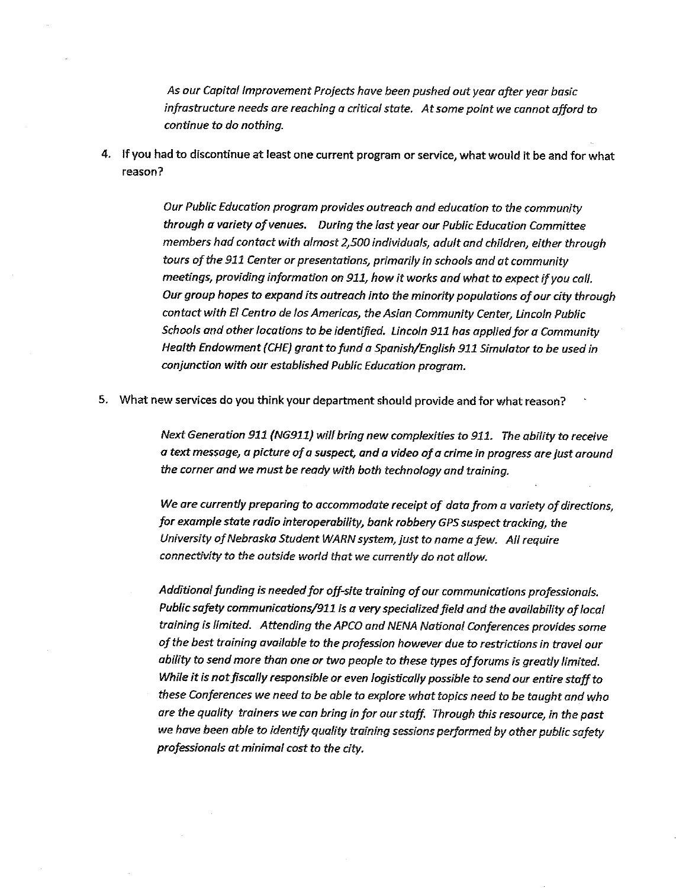*As our Capital Improvement Projects have been pushed out year after year basic infrastructure needs are reaching a critical state. At some point we cannot afford to continue to do nothing.*

4. If you had to discontinue at least one current program or service, what would it be and for what reason?

   *Our Public Education program provides outreach and education to the community through a variety of venues. During the last year our Public Education Committee members had contact with almost 2,500 individuals, adult and children, either through tours of the 911 Center or presentations, primarily in schools and at community meetings, providing information on 911, how it works and what to expect if you call. Our group hopes to expand its outreach into the minority populations of our city through contact with El Centro de los Americas, the Asian Community Center, Lincoln Public Schools and other locations to be identified. Lincoln 911 has applied for a Community Health Endowment (CHE) grant to fund a Spanish/English 911 Simulator to be used in conjunction with our established Public Education program.*

5. What new services do you think your department should provide and for what reason?

   *Next Generation 911 (NG911) will bring new complexities to 911. The ability to receive a text message, a picture of a suspect, and a video of a crime in progress are just around the corner and we must be ready with both technology and training.*

   *We are currently preparing to accommodate receipt of data from a variety of directions, for example state radio interoperability, bank robbery GPS suspect tracking, the University of Nebraska Student WARN system, just to name a few. All require connectivity to the outside world that we currently do not allow.*

   *Additional funding is needed for off-site training of our communications professionals. Public safety communications/911 is a very specialized field and the availability of local training is limited. Attending the APCO and NENA National Conferences provides some of the best training available to the profession however due to restrictions in travel our ability to send more than one or two people to these types of forums is greatly limited. While it is not fiscally responsible or even logistically possible to send our entire staff to these Conferences we need to be able to explore what topics need to be taught and who are the quality trainers we can bring in for our staff. Through this resource, in the past we have been able to identify quality training sessions performed by other public safety professionals at minimal cost to the city.*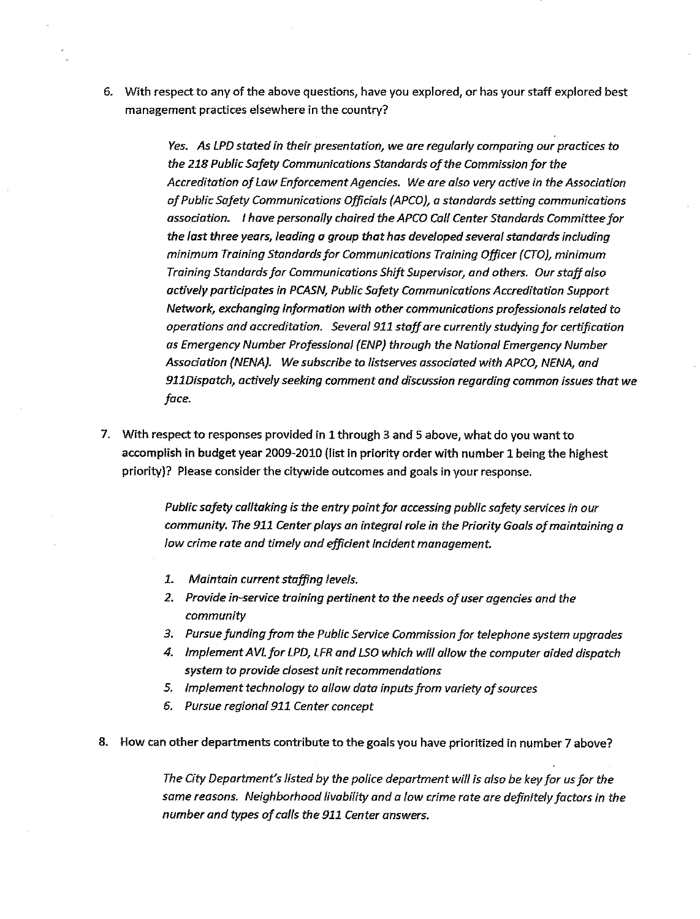6. With respect to any of the above questions, have you explored, or has your staff explored best management practices elsewhere in the country?

   *Yes. As LPD stated in their presentation, we are regularly comparing our practices to the 218 Public Safety Communications Standards of the Commission for the Accreditation of Law Enforcement Agencies. We are also very active in the Association of Public Safety Communications Officials (APCO), a standards setting communications association. I have personally chaired the APCO Call Center Standards Committee for the last three years, leading a group that has developed several standards including minimum Training Standards for Communications Training Officer (CTO), minimum Training Standards for Communications Shift Supervisor, and others. Our staff also actively participates in PCASN, Public Safety Communications Accreditation Support Network, exchanging information with other communications professionals related to operations and accreditation. Several 911 staff are currently studying for certification as Emergency Number Professional (ENP) through the National Emergency Number Association (NENA). We subscribe to listserves associated with APCO, NENA, and 911Dispatch, actively seeking comment and discussion regarding common issues that we face.*

7. With respect to responses provided in 1 through 3 and 5 above, what do you want to accomplish in budget year 2009-2010 (list in priority order with number 1 being the highest priority)? Please consider the citywide outcomes and goals in your response.

   *Public safety calltaking is the entry point for accessing public safety services in our community. The 911 Center plays an integral role in the Priority Goals of maintaining a low crime rate and timely and efficient incident management.*

   1. *Maintain current staffing levels.*
   2. *Provide in-service training pertinent to the needs of user agencies and the community*
   3. *Pursue funding from the Public Service Commission for telephone system upgrades*
   4. *Implement AVL for LPD, LFR and LSO which will allow the computer aided dispatch system to provide closest unit recommendations*
   5. *Implement technology to allow data inputs from variety of sources*
   6. *Pursue regional 911 Center concept*

8. How can other departments contribute to the goals you have prioritized in number 7 above?

   *The City Department's listed by the police department will is also be key for us for the same reasons. Neighborhood livability and a low crime rate are definitely factors in the number and types of calls the 911 Center answers.*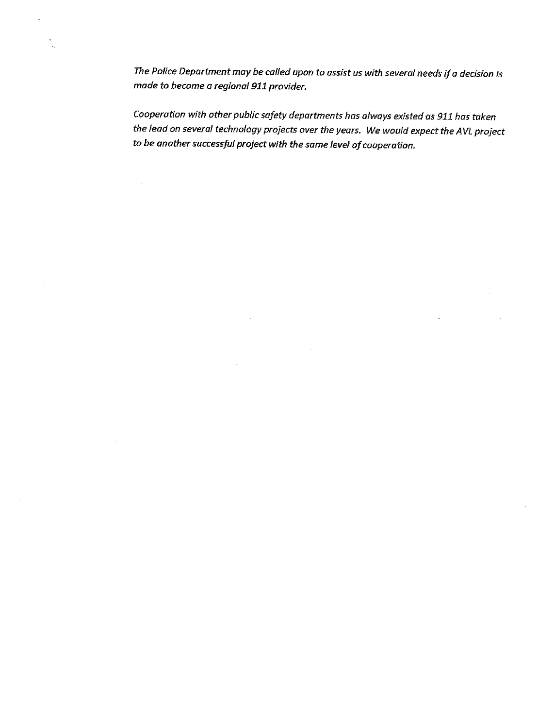*The Police Department may be called upon to assist us with several needs if a decision is made to become a regional 911 provider.*

*Cooperation with other public safety departments has always existed as 911 has taken the lead on several technology projects over the years. We would expect the AVL project to be another successful project with the same level of cooperation.*